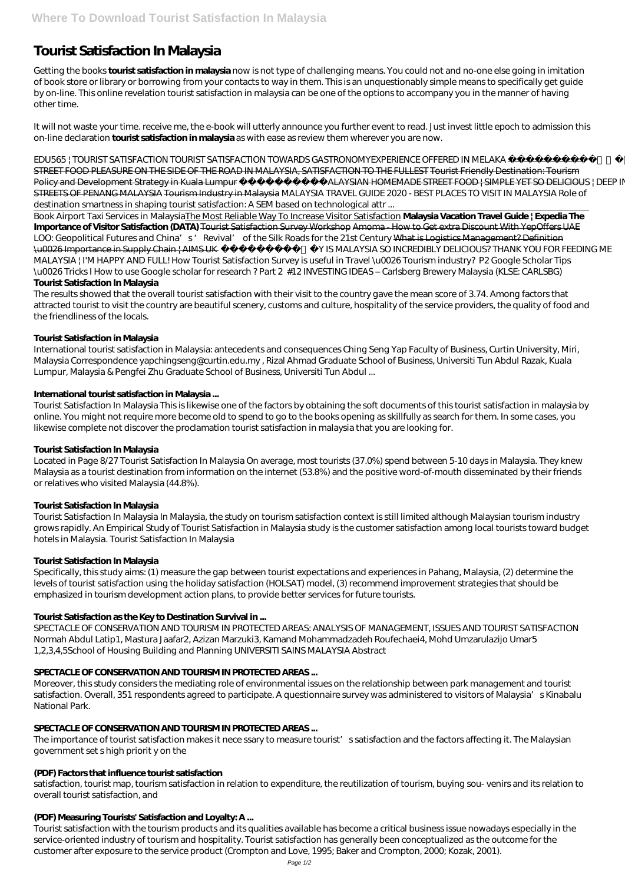# Tourist Satisfaction In Malaysia

Getting the books **tourist satisfaction in malaysia** now is not type of challenging means. You could not and no-one else going in imitation of book store or library or borrowing from your contacts to way in them. This is an unquestionably simple means to specifically get guide by on-line. This online revelation tourist satisfaction in malaysia can be one of the options to accompany you in the manner of having other time.

It will not waste your time. receive me, the e-book will utterly announce you further event to read. Just invest little epoch to admission this on-line declaration **tourist satisfaction in malaysia** as with ease as review them wherever you are now.

*EDU565 | TOURIST SATISFACTION TOURIST SATISFACTION TOWARDS GASTRONOMYEXPERIENCE OFFERED IN MELAKA* STREET FOOD PLEASURE ON THE SIDE OF THE ROAD IN MALAYSIA, SATISFACTION TO THE FULLEST Tourist Friendly Destination: Tourism Policy and Development Strategy in Kuala Lumpur MALAYSIAN HOMEMADE STREET FOOD | SIMPLE YET SO DELICIOUS | DEEP IN STREETS OF PENANG MALAYSIA Tourism Industry in Malaysia *MALAYSIA TRAVEL GUIDE 2020 - BEST PLACES TO VISIT IN MALAYSIA* *Role of destination smartness in shaping tourist satisfaction: A SEM based on technological attr ...*

Book Airport Taxi Services in Malaysia The Most Reliable Way To Increase Visitor Satisfaction **Malaysia Vacation Travel Guide | Expedia The Importance of Visitor Satisfaction (DATA)** Tourist Satisfaction Survey Workshop Amoma - How to Get extra Discount With YepOffers UAE *LOO: Geopolitical Futures and China's 'Revival' of the Silk Roads for the 21st Century* What is Logistics Management? Definition \u0026 Importance in Supply Chain | AIMS UK Y IS MALAYSIA SO INCREDIBLY DELICIOUS? THANK YOU FOR FEEDING ME MALAYSIA | I'M HAPPY AND FULL! *How Tourist Satisfaction Survey is useful in Travel \u0026 Tourism industry? P2 Google Scholar Tips \u0026 Tricks I How to use Google scholar for research ? Part 2* #12 INVESTING IDEAS – Carlsberg Brewery Malaysia (KLSE: CARLSBG)

**Tourist Satisfaction In Malaysia**

The results showed that the overall tourist satisfaction with their visit to the country gave the mean score of 3.74. Among factors that attracted tourist to visit the country are beautiful scenery, customs and culture, hospitality of the service providers, the quality of food and the friendliness of the locals.

## Tourist Satisfaction in Malaysia

International tourist satisfaction in Malaysia: antecedents and consequences Ching Seng Yap Faculty of Business, Curtin University, Miri, Malaysia Correspondence yapchingseng@curtin.edu.my , Rizal Ahmad Graduate School of Business, Universiti Tun Abdul Razak, Kuala Lumpur, Malaysia & Pengfei Zhu Graduate School of Business, Universiti Tun Abdul ...

## International tourist satisfaction in Malaysia ...

Tourist Satisfaction In Malaysia This is likewise one of the factors by obtaining the soft documents of this tourist satisfaction in malaysia by online. You might not require more become old to spend to go to the books opening as skillfully as search for them. In some cases, you likewise complete not discover the proclamation tourist satisfaction in malaysia that you are looking for.

## Tourist Satisfaction In Malaysia

Located in Page 8/27 Tourist Satisfaction In Malaysia On average, most tourists (37.0%) spend between 5-10 days in Malaysia. They knew Malaysia as a tourist destination from information on the internet (53.8%) and the positive word-of-mouth disseminated by their friends or relatives who visited Malaysia (44.8%).

## Tourist Satisfaction In Malaysia

Tourist Satisfaction In Malaysia In Malaysia, the study on tourism satisfaction context is still limited although Malaysian tourism industry grows rapidly. An Empirical Study of Tourist Satisfaction in Malaysia study is the customer satisfaction among local tourists toward budget hotels in Malaysia. Tourist Satisfaction In Malaysia

## Tourist Satisfaction In Malaysia

Specifically, this study aims: (1) measure the gap between tourist expectations and experiences in Pahang, Malaysia, (2) determine the levels of tourist satisfaction using the holiday satisfaction (HOLSAT) model, (3) recommend improvement strategies that should be emphasized in tourism development action plans, to provide better services for future tourists.

## Tourist Satisfaction as the Key to Destination Survival in ...

SPECTACLE OF CONSERVATION AND TOURISM IN PROTECTED AREAS: ANALYSIS OF MANAGEMENT, ISSUES AND TOURIST SATISFACTION Normah Abdul Latip1, Mastura Jaafar2, Azizan Marzuki3, Kamand Mohammadzadeh Roufechaei4, Mohd Umzarulazijo Umar5 1,2,3,4,5School of Housing Building and Planning UNIVERSITI SAINS MALAYSIA Abstract

## SPECTACLE OF CONSERVATION AND TOURISM IN PROTECTED AREAS ...

Moreover, this study considers the mediating role of environmental issues on the relationship between park management and tourist satisfaction. Overall, 351 respondents agreed to participate. A questionnaire survey was administered to visitors of Malaysia's Kinabalu National Park.

## SPECTACLE OF CONSERVATION AND TOURISM IN PROTECTED AREAS ...

The importance of tourist satisfaction makes it nece ssary to measure tourist's satisfaction and the factors affecting it. The Malaysian government set s high priorit y on the

## (PDF) Factors that influence tourist satisfaction

satisfaction, tourist map, tourism satisfaction in relation to expenditure, the reutilization of tourism, buying sou- venirs and its relation to overall tourist satisfaction, and

## (PDF) Measuring Tourists' Satisfaction and Loyalty: A ...

Tourist satisfaction with the tourism products and its qualities available has become a critical business issue nowadays especially in the service-oriented industry of tourism and hospitality. Tourist satisfaction has generally been conceptualized as the outcome for the customer after exposure to the service product (Crompton and Love, 1995; Baker and Crompton, 2000; Kozak, 2001).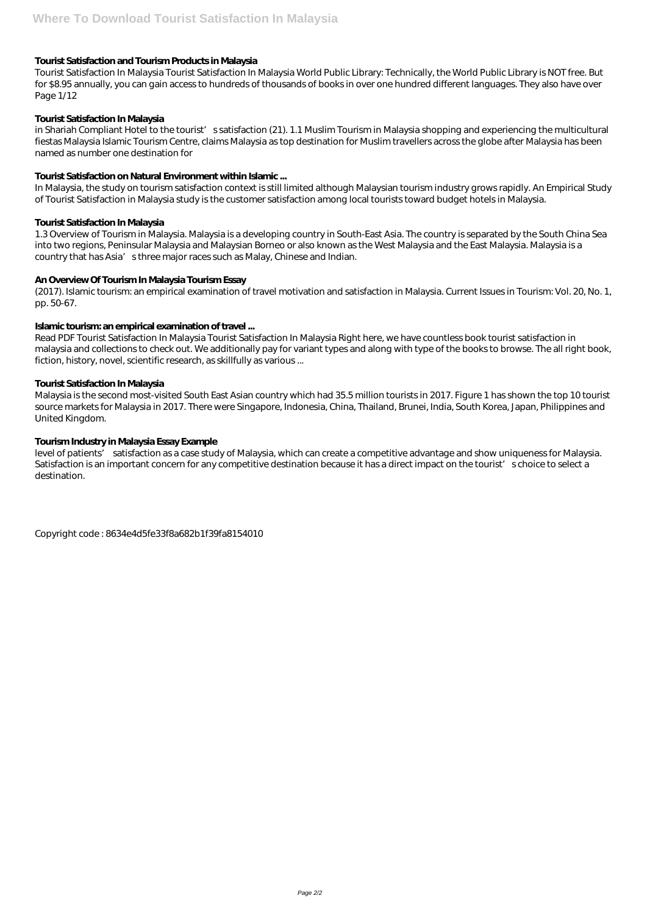### Tourist Satisfaction and Tourism Products in Malaysia

Tourist Satisfaction In Malaysia Tourist Satisfaction In Malaysia World Public Library: Technically, the World Public Library is NOT free. But for $8.95 annually, you can gain access to hundreds of thousands of books in over one hundred different languages. They also have over Page 1/12

### Tourist Satisfaction In Malaysia

in Shariah Compliant Hotel to the tourist's satisfaction (21). 1.1 Muslim Tourism in Malaysia shopping and experiencing the multicultural fiestas Malaysia Islamic Tourism Centre, claims Malaysia as top destination for Muslim travellers across the globe after Malaysia has been named as number one destination for

### Tourist Satisfaction on Natural Environment within Islamic ...

In Malaysia, the study on tourism satisfaction context is still limited although Malaysian tourism industry grows rapidly. An Empirical Study of Tourist Satisfaction in Malaysia study is the customer satisfaction among local tourists toward budget hotels in Malaysia.

### Tourist Satisfaction In Malaysia

1.3 Overview of Tourism in Malaysia. Malaysia is a developing country in South-East Asia. The country is separated by the South China Sea into two regions, Peninsular Malaysia and Malaysian Borneo or also known as the West Malaysia and the East Malaysia. Malaysia is a country that has Asia's three major races such as Malay, Chinese and Indian.

### An Overview Of Tourism In Malaysia Tourism Essay

(2017). Islamic tourism: an empirical examination of travel motivation and satisfaction in Malaysia. Current Issues in Tourism: Vol. 20, No. 1, pp. 50-67.

### Islamic tourism: an empirical examination of travel ...

Read PDF Tourist Satisfaction In Malaysia Tourist Satisfaction In Malaysia Right here, we have countless book tourist satisfaction in malaysia and collections to check out. We additionally pay for variant types and along with type of the books to browse. The all right book, fiction, history, novel, scientific research, as skillfully as various ...

### Tourist Satisfaction In Malaysia

Malaysia is the second most-visited South East Asian country which had 35.5 million tourists in 2017. Figure 1 has shown the top 10 tourist source markets for Malaysia in 2017. There were Singapore, Indonesia, China, Thailand, Brunei, India, South Korea, Japan, Philippines and United Kingdom.

### Tourism Industry in Malaysia Essay Example

level of patients' satisfaction as a case study of Malaysia, which can create a competitive advantage and show uniqueness for Malaysia. Satisfaction is an important concern for any competitive destination because it has a direct impact on the tourist's choice to select a destination.

Copyright code : 8634e4d5fe33f8a682b1f39fa8154010